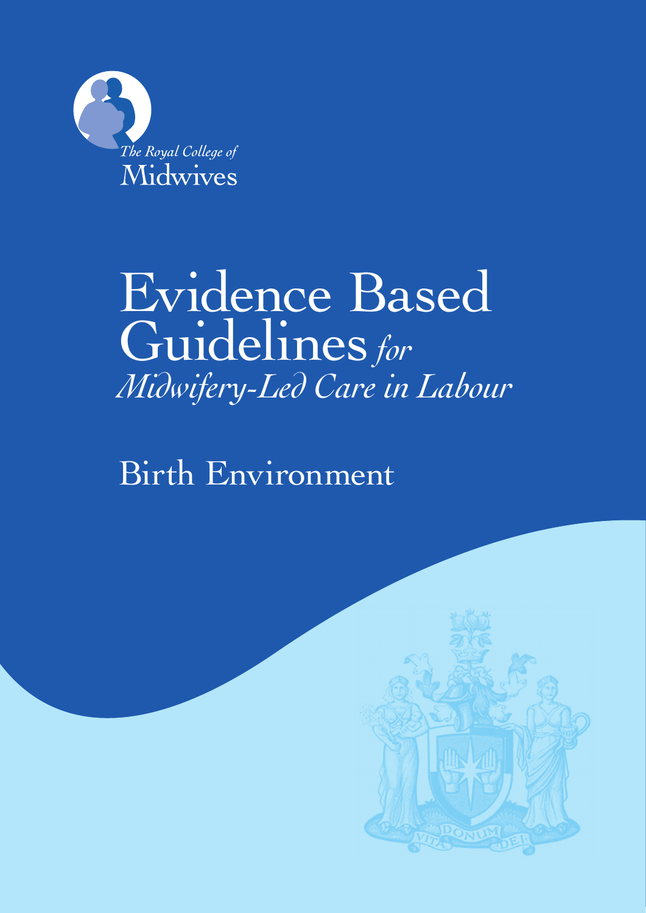The Royal College of Midwives

# Evidence Based Guidelines *for Midwifery-Led Care in Labour*

## Birth Environment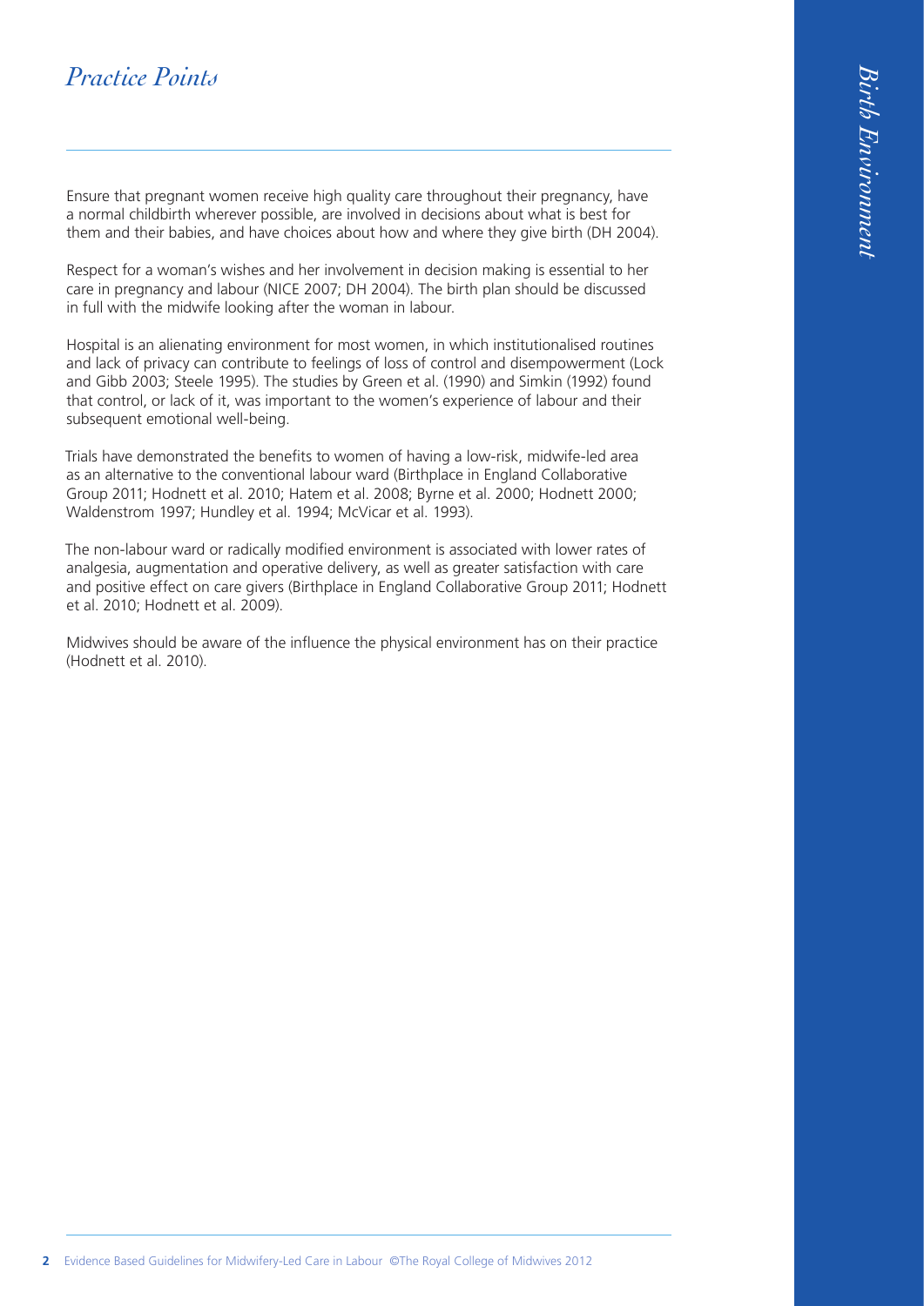## *Practice Points*

Ensure that pregnant women receive high quality care throughout their pregnancy, have a normal childbirth wherever possible, are involved in decisions about what is best for them and their babies, and have choices about how and where they give birth (DH 2004).

Respect for a woman's wishes and her involvement in decision making is essential to her care in pregnancy and labour (NICE 2007; DH 2004). The birth plan should be discussed in full with the midwife looking after the woman in labour.

Hospital is an alienating environment for most women, in which institutionalised routines and lack of privacy can contribute to feelings of loss of control and disempowerment (Lock and Gibb 2003; Steele 1995). The studies by Green et al. (1990) and Simkin (1992) found that control, or lack of it, was important to the women's experience of labour and their subsequent emotional well-being.

Trials have demonstrated the benefits to women of having a low-risk, midwife-led area as an alternative to the conventional labour ward (Birthplace in England Collaborative Group 2011; Hodnett et al. 2010; Hatem et al. 2008; Byrne et al. 2000; Hodnett 2000; Waldenstrom 1997; Hundley et al. 1994; McVicar et al. 1993).

The non-labour ward or radically modified environment is associated with lower rates of analgesia, augmentation and operative delivery, as well as greater satisfaction with care and positive effect on care givers (Birthplace in England Collaborative Group 2011; Hodnett et al. 2010; Hodnett et al. 2009).

Midwives should be aware of the influence the physical environment has on their practice (Hodnett et al. 2010).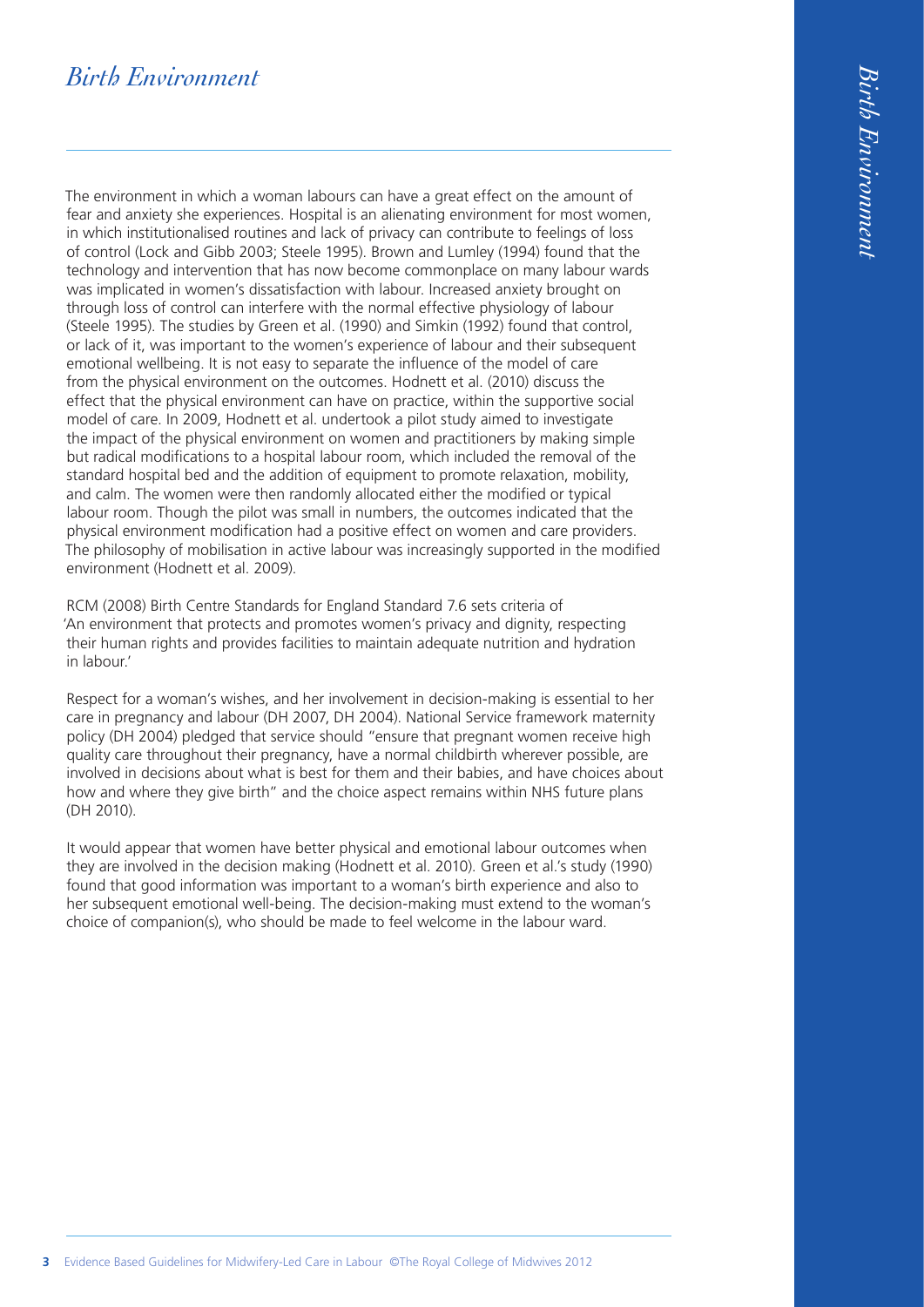# *Birth Environment*

The environment in which a woman labours can have a great effect on the amount of fear and anxiety she experiences. Hospital is an alienating environment for most women, in which institutionalised routines and lack of privacy can contribute to feelings of loss of control (Lock and Gibb 2003; Steele 1995). Brown and Lumley (1994) found that the technology and intervention that has now become commonplace on many labour wards was implicated in women's dissatisfaction with labour. Increased anxiety brought on through loss of control can interfere with the normal effective physiology of labour (Steele 1995). The studies by Green et al. (1990) and Simkin (1992) found that control, or lack of it, was important to the women's experience of labour and their subsequent emotional wellbeing. It is not easy to separate the influence of the model of care from the physical environment on the outcomes. Hodnett et al. (2010) discuss the effect that the physical environment can have on practice, within the supportive social model of care. In 2009, Hodnett et al. undertook a pilot study aimed to investigate the impact of the physical environment on women and practitioners by making simple but radical modifications to a hospital labour room, which included the removal of the standard hospital bed and the addition of equipment to promote relaxation, mobility, and calm. The women were then randomly allocated either the modified or typical labour room. Though the pilot was small in numbers, the outcomes indicated that the physical environment modification had a positive effect on women and care providers. The philosophy of mobilisation in active labour was increasingly supported in the modified environment (Hodnett et al. 2009).

RCM (2008) Birth Centre Standards for England Standard 7.6 sets criteria of 'An environment that protects and promotes women's privacy and dignity, respecting their human rights and provides facilities to maintain adequate nutrition and hydration in labour.'

Respect for a woman's wishes, and her involvement in decision-making is essential to her care in pregnancy and labour (DH 2007, DH 2004). National Service framework maternity policy (DH 2004) pledged that service should "ensure that pregnant women receive high quality care throughout their pregnancy, have a normal childbirth wherever possible, are involved in decisions about what is best for them and their babies, and have choices about how and where they give birth" and the choice aspect remains within NHS future plans (DH 2010).

It would appear that women have better physical and emotional labour outcomes when they are involved in the decision making (Hodnett et al. 2010). Green et al.'s study (1990) found that good information was important to a woman's birth experience and also to her subsequent emotional well-being. The decision-making must extend to the woman's choice of companion(s), who should be made to feel welcome in the labour ward.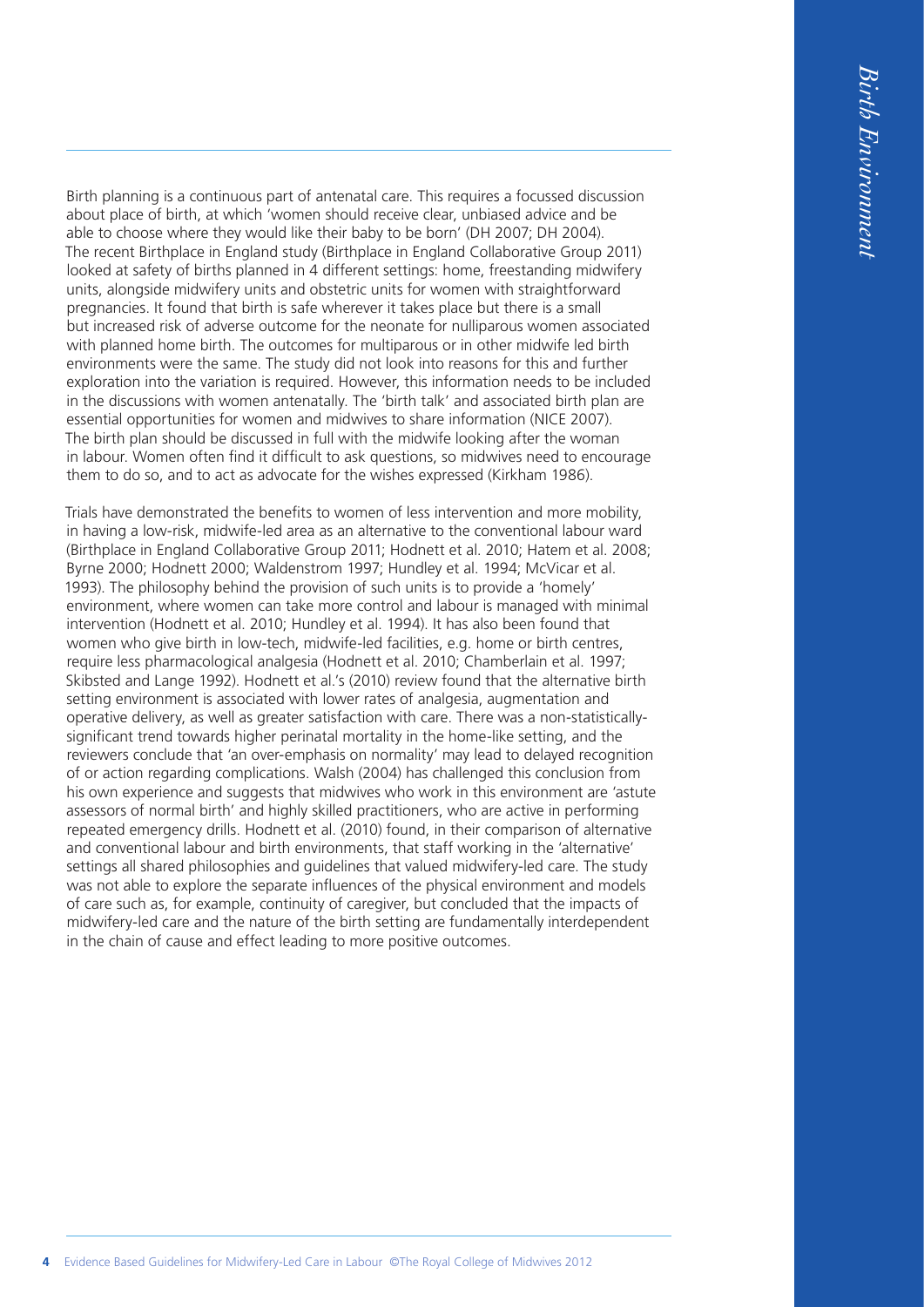Birth planning is a continuous part of antenatal care. This requires a focussed discussion about place of birth, at which 'women should receive clear, unbiased advice and be able to choose where they would like their baby to be born' (DH 2007; DH 2004). The recent Birthplace in England study (Birthplace in England Collaborative Group 2011) looked at safety of births planned in 4 different settings: home, freestanding midwifery units, alongside midwifery units and obstetric units for women with straightforward pregnancies. It found that birth is safe wherever it takes place but there is a small but increased risk of adverse outcome for the neonate for nulliparous women associated with planned home birth. The outcomes for multiparous or in other midwife led birth environments were the same. The study did not look into reasons for this and further exploration into the variation is required. However, this information needs to be included in the discussions with women antenatally. The 'birth talk' and associated birth plan are essential opportunities for women and midwives to share information (NICE 2007). The birth plan should be discussed in full with the midwife looking after the woman in labour. Women often find it difficult to ask questions, so midwives need to encourage them to do so, and to act as advocate for the wishes expressed (Kirkham 1986).

Trials have demonstrated the benefits to women of less intervention and more mobility, in having a low-risk, midwife-led area as an alternative to the conventional labour ward (Birthplace in England Collaborative Group 2011; Hodnett et al. 2010; Hatem et al. 2008; Byrne 2000; Hodnett 2000; Waldenstrom 1997; Hundley et al. 1994; McVicar et al. 1993). The philosophy behind the provision of such units is to provide a 'homely' environment, where women can take more control and labour is managed with minimal intervention (Hodnett et al. 2010; Hundley et al. 1994). It has also been found that women who give birth in low-tech, midwife-led facilities, e.g. home or birth centres, require less pharmacological analgesia (Hodnett et al. 2010; Chamberlain et al. 1997; Skibsted and Lange 1992). Hodnett et al.'s (2010) review found that the alternative birth setting environment is associated with lower rates of analgesia, augmentation and operative delivery, as well as greater satisfaction with care. There was a non-statistically-significant trend towards higher perinatal mortality in the home-like setting, and the reviewers conclude that 'an over-emphasis on normality' may lead to delayed recognition of or action regarding complications. Walsh (2004) has challenged this conclusion from his own experience and suggests that midwives who work in this environment are 'astute assessors of normal birth' and highly skilled practitioners, who are active in performing repeated emergency drills. Hodnett et al. (2010) found, in their comparison of alternative and conventional labour and birth environments, that staff working in the 'alternative' settings all shared philosophies and guidelines that valued midwifery-led care. The study was not able to explore the separate influences of the physical environment and models of care such as, for example, continuity of caregiver, but concluded that the impacts of midwifery-led care and the nature of the birth setting are fundamentally interdependent in the chain of cause and effect leading to more positive outcomes.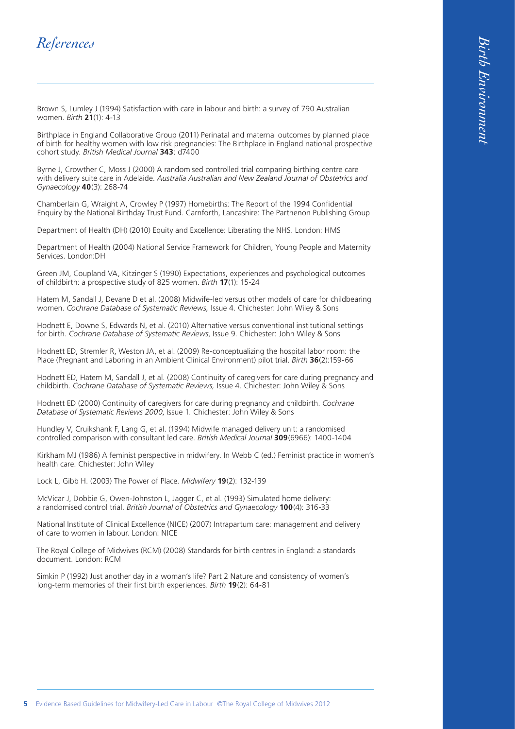# *References*

Brown S, Lumley J (1994) Satisfaction with care in labour and birth: a survey of 790 Australian women. *Birth* **21**(1): 4-13

Birthplace in England Collaborative Group (2011) Perinatal and maternal outcomes by planned place of birth for healthy women with low risk pregnancies: The Birthplace in England national prospective cohort study. *British Medical Journal* **343**: d7400

Byrne J, Crowther C, Moss J (2000) A randomised controlled trial comparing birthing centre care with delivery suite care in Adelaide. *Australia Australian and New Zealand Journal of Obstetrics and Gynaecology* **40**(3): 268-74

Chamberlain G, Wraight A, Crowley P (1997) Homebirths: The Report of the 1994 Confidential Enquiry by the National Birthday Trust Fund. Carnforth, Lancashire: The Parthenon Publishing Group

Department of Health (DH) (2010) Equity and Excellence: Liberating the NHS. London: HMS

Department of Health (2004) National Service Framework for Children, Young People and Maternity Services. London:DH

Green JM, Coupland VA, Kitzinger S (1990) Expectations, experiences and psychological outcomes of childbirth: a prospective study of 825 women. *Birth* **17**(1): 15-24

Hatem M, Sandall J, Devane D et al. (2008) Midwife-led versus other models of care for childbearing women. *Cochrane Database of Systematic Reviews,* Issue 4. Chichester: John Wiley & Sons

Hodnett E, Downe S, Edwards N, et al. (2010) Alternative versus conventional institutional settings for birth. *Cochrane Database of Systematic Reviews*, Issue 9. Chichester: John Wiley & Sons

Hodnett ED, Stremler R, Weston JA, et al. (2009) Re-conceptualizing the hospital labor room: the Place (Pregnant and Laboring in an Ambient Clinical Environment) pilot trial. *Birth* **36**(2):159-66

Hodnett ED, Hatem M, Sandall J, et al. (2008) Continuity of caregivers for care during pregnancy and childbirth. *Cochrane Database of Systematic Reviews,* Issue 4. Chichester: John Wiley & Sons

Hodnett ED (2000) Continuity of caregivers for care during pregnancy and childbirth. *Cochrane Database of Systematic Reviews 2000*, Issue 1. Chichester: John Wiley & Sons

Hundley V, Cruikshank F, Lang G, et al. (1994) Midwife managed delivery unit: a randomised controlled comparison with consultant led care. *British Medical Journal* **309**(6966): 1400-1404

Kirkham MJ (1986) A feminist perspective in midwifery. In Webb C (ed.) Feminist practice in women's health care. Chichester: John Wiley

Lock L, Gibb H. (2003) The Power of Place. *Midwifery* **19**(2): 132-139

McVicar J, Dobbie G, Owen-Johnston L, Jagger C, et al. (1993) Simulated home delivery: a randomised control trial. *British Journal of Obstetrics and Gynaecology* **100**(4): 316-33

National Institute of Clinical Excellence (NICE) (2007) Intrapartum care: management and delivery of care to women in labour. London: NICE

The Royal College of Midwives (RCM) (2008) Standards for birth centres in England: a standards document. London: RCM

Simkin P (1992) Just another day in a woman's life? Part 2 Nature and consistency of women's long-term memories of their first birth experiences. *Birth* **19**(2): 64-81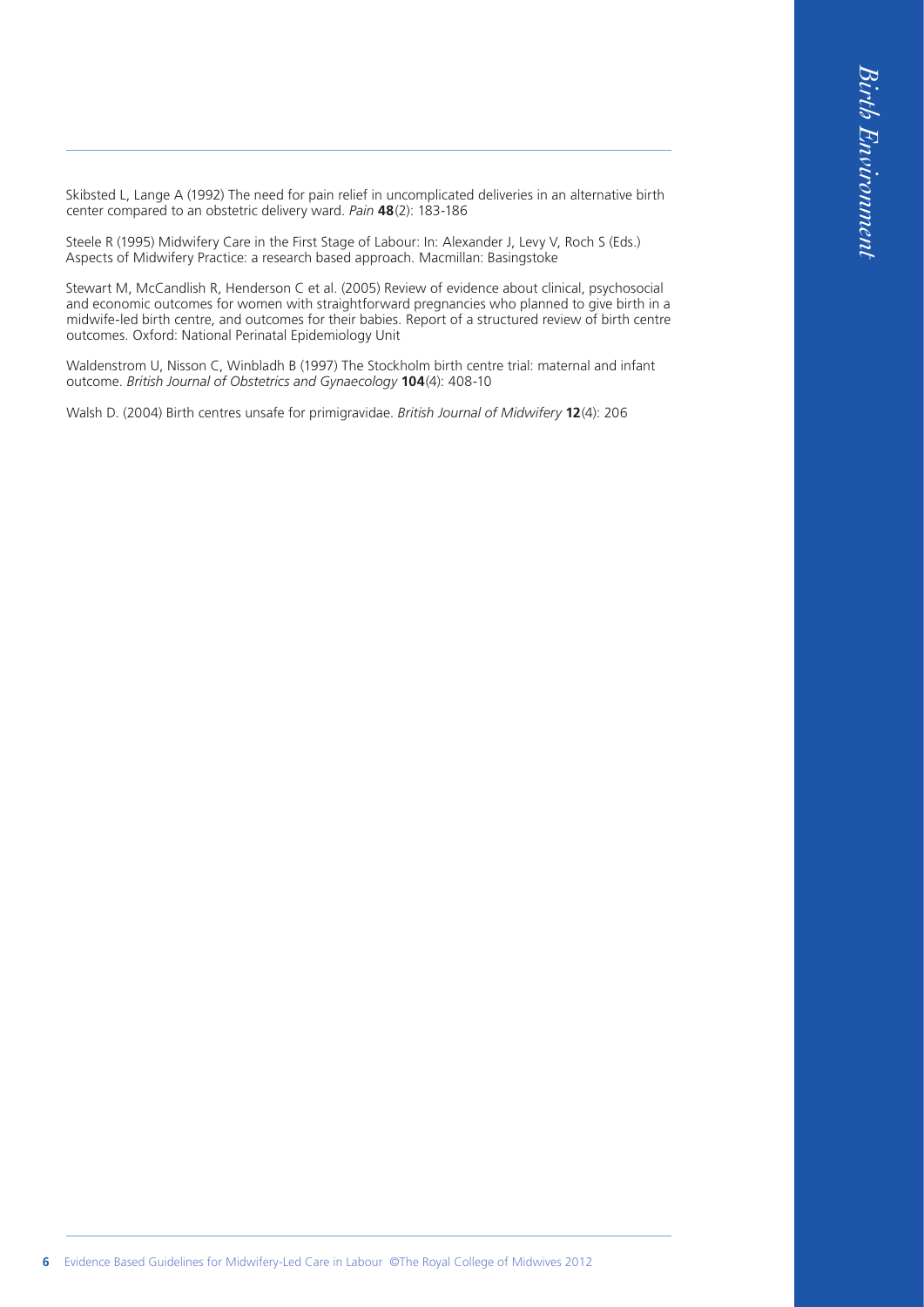Skibsted L, Lange A (1992) The need for pain relief in uncomplicated deliveries in an alternative birth center compared to an obstetric delivery ward. *Pain* **48**(2): 183-186

Steele R (1995) Midwifery Care in the First Stage of Labour: In: Alexander J, Levy V, Roch S (Eds.) Aspects of Midwifery Practice: a research based approach. Macmillan: Basingstoke

Stewart M, McCandlish R, Henderson C et al. (2005) Review of evidence about clinical, psychosocial and economic outcomes for women with straightforward pregnancies who planned to give birth in a midwife-led birth centre, and outcomes for their babies. Report of a structured review of birth centre outcomes. Oxford: National Perinatal Epidemiology Unit

Waldenstrom U, Nisson C, Winbladh B (1997) The Stockholm birth centre trial: maternal and infant outcome. *British Journal of Obstetrics and Gynaecology* **104**(4): 408-10

Walsh D. (2004) Birth centres unsafe for primigravidae. *British Journal of Midwifery* **12**(4): 206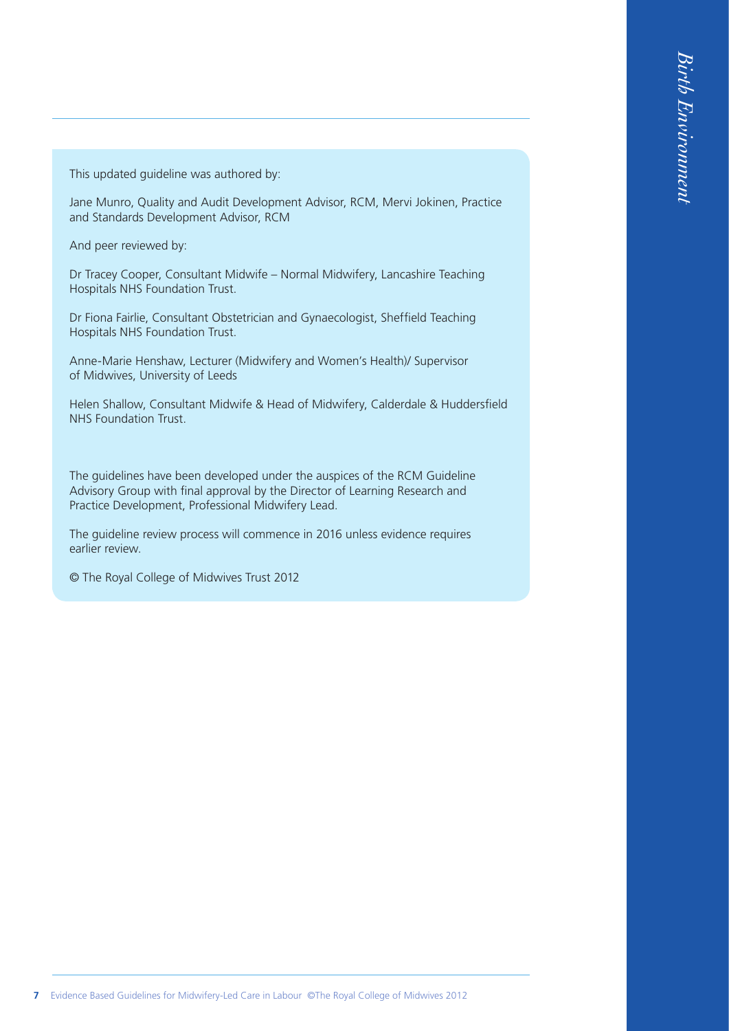This updated guideline was authored by:

Jane Munro, Quality and Audit Development Advisor, RCM, Mervi Jokinen, Practice and Standards Development Advisor, RCM

And peer reviewed by:

Dr Tracey Cooper, Consultant Midwife – Normal Midwifery, Lancashire Teaching Hospitals NHS Foundation Trust.

Dr Fiona Fairlie, Consultant Obstetrician and Gynaecologist, Sheffield Teaching Hospitals NHS Foundation Trust.

Anne-Marie Henshaw, Lecturer (Midwifery and Women's Health)/ Supervisor of Midwives, University of Leeds

Helen Shallow, Consultant Midwife & Head of Midwifery, Calderdale & Huddersfield NHS Foundation Trust.

The guidelines have been developed under the auspices of the RCM Guideline Advisory Group with final approval by the Director of Learning Research and Practice Development, Professional Midwifery Lead.

The guideline review process will commence in 2016 unless evidence requires earlier review.

© The Royal College of Midwives Trust 2012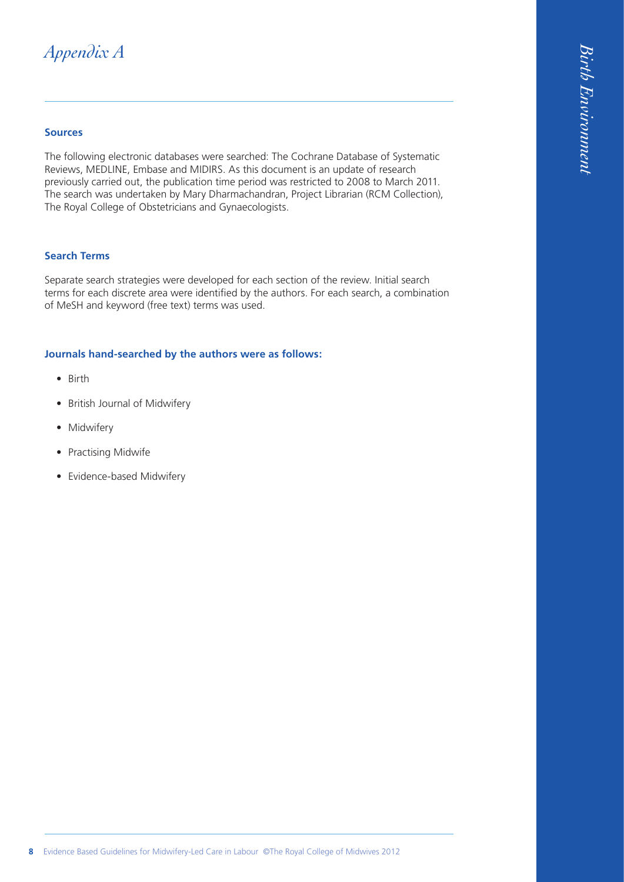# *Appendix A*

### Sources

The following electronic databases were searched: The Cochrane Database of Systematic Reviews, MEDLINE, Embase and MIDIRS. As this document is an update of research previously carried out, the publication time period was restricted to 2008 to March 2011. The search was undertaken by Mary Dharmachandran, Project Librarian (RCM Collection), The Royal College of Obstetricians and Gynaecologists.

### Search Terms

Separate search strategies were developed for each section of the review. Initial search terms for each discrete area were identified by the authors. For each search, a combination of MeSH and keyword (free text) terms was used.

### Journals hand-searched by the authors were as follows:

- Birth
- British Journal of Midwifery
- Midwifery
- Practising Midwife
- Evidence-based Midwifery